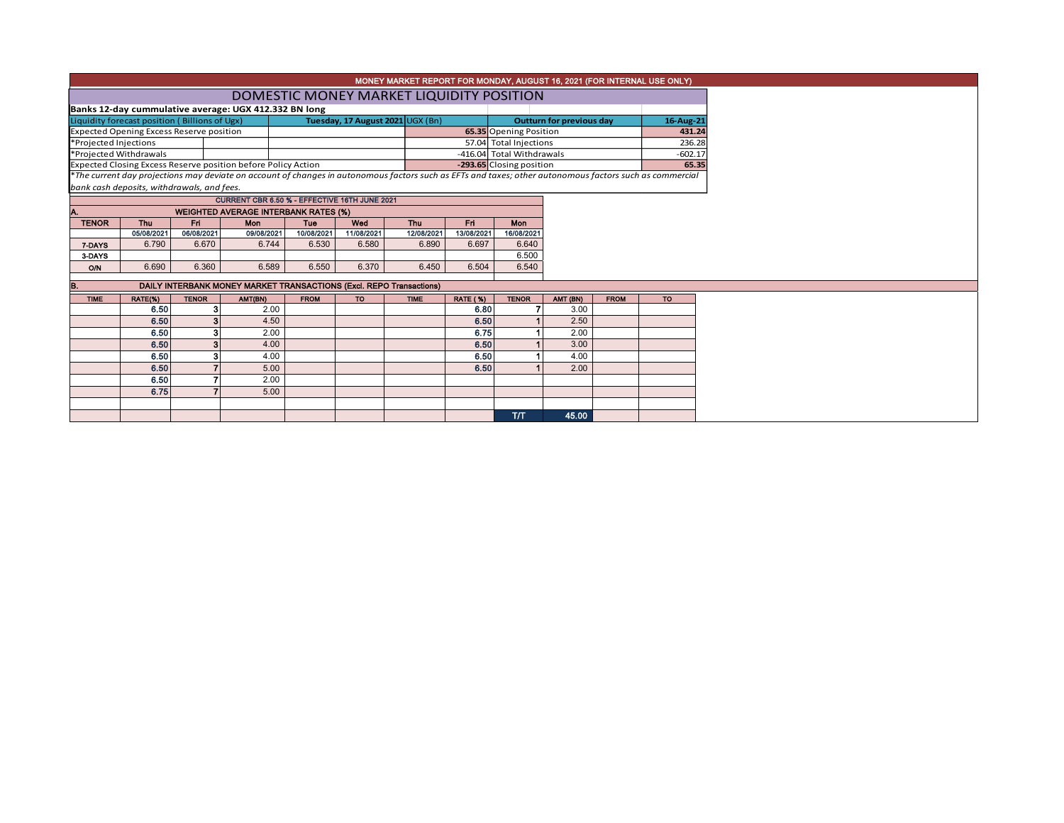# MONEY MARKET REPORT FOR MONDAY, AUGUST 16, 2021 (FOR INTERNAL USE ONLY)

## DOMESTIC MONEY MARKET LIQUIDITY POSITION

**Banks 12-day cummulative average: UGX 412.332 BN long**

| Liquidity forecast position ( Billions of Ugx) | Tuesday, 17 August 2021 UGX (Bn) | Outturn for previous day | 16-Aug-21 |
|---|---|---|---|
| Expected Opening Excess Reserve position | 65.35 | Opening Position | 431.24 |
| *Projected Injections | 57.04 | Total Injections | 236.28 |
| *Projected Withdrawals | -416.04 | Total Withdrawals | -602.17 |
| Expected Closing Excess Reserve position before Policy Action | -293.65 | Closing position | 65.35 |

*\*The current day projections may deviate on account of changes in autonomous factors such as EFTs and taxes; other autonomous factors such as commercial bank cash deposits, withdrawals, and fees.*

**CURRENT CBR 6.50 % - EFFECTIVE 16TH JUNE 2021**

### A. WEIGHTED AVERAGE INTERBANK RATES (%)

| TENOR | Thu | Fri | Mon | Tue | Wed | Thu | Fri | Mon |
|---|---|---|---|---|---|---|---|---|
| | 05/08/2021 | 06/08/2021 | 09/08/2021 | 10/08/2021 | 11/08/2021 | 12/08/2021 | 13/08/2021 | 16/08/2021 |
| 7-DAYS | 6.790 | 6.670 | 6.744 | 6.530 | 6.580 | 6.890 | 6.697 | 6.640 |
| 3-DAYS | | | | | | | | 6.500 |
| O/N | 6.690 | 6.360 | 6.589 | 6.550 | 6.370 | 6.450 | 6.504 | 6.540 |

### B. DAILY INTERBANK MONEY MARKET TRANSACTIONS (Excl. REPO Transactions)

| TIME | RATE(%) | TENOR | AMT(BN) | FROM | TO | TIME | RATE ( %) | TENOR | AMT (BN) | FROM | TO |
|---|---|---|---|---|---|---|---|---|---|---|---|
| | 6.50 | 3 | 2.00 | | | | 6.80 | 7 | 3.00 | | |
| | 6.50 | 3 | 4.50 | | | | 6.50 | 1 | 2.50 | | |
| | 6.50 | 3 | 2.00 | | | | 6.75 | 1 | 2.00 | | |
| | 6.50 | 3 | 4.00 | | | | 6.50 | 1 | 3.00 | | |
| | 6.50 | 3 | 4.00 | | | | 6.50 | 1 | 4.00 | | |
| | 6.50 | 7 | 5.00 | | | | 6.50 | 1 | 2.00 | | |
| | 6.50 | 7 | 2.00 | | | | | | | | |
| | 6.75 | 7 | 5.00 | | | | | | | | |
| | | | | | | | | | | | |
| | | | | | | | | T/T | 45.00 | | |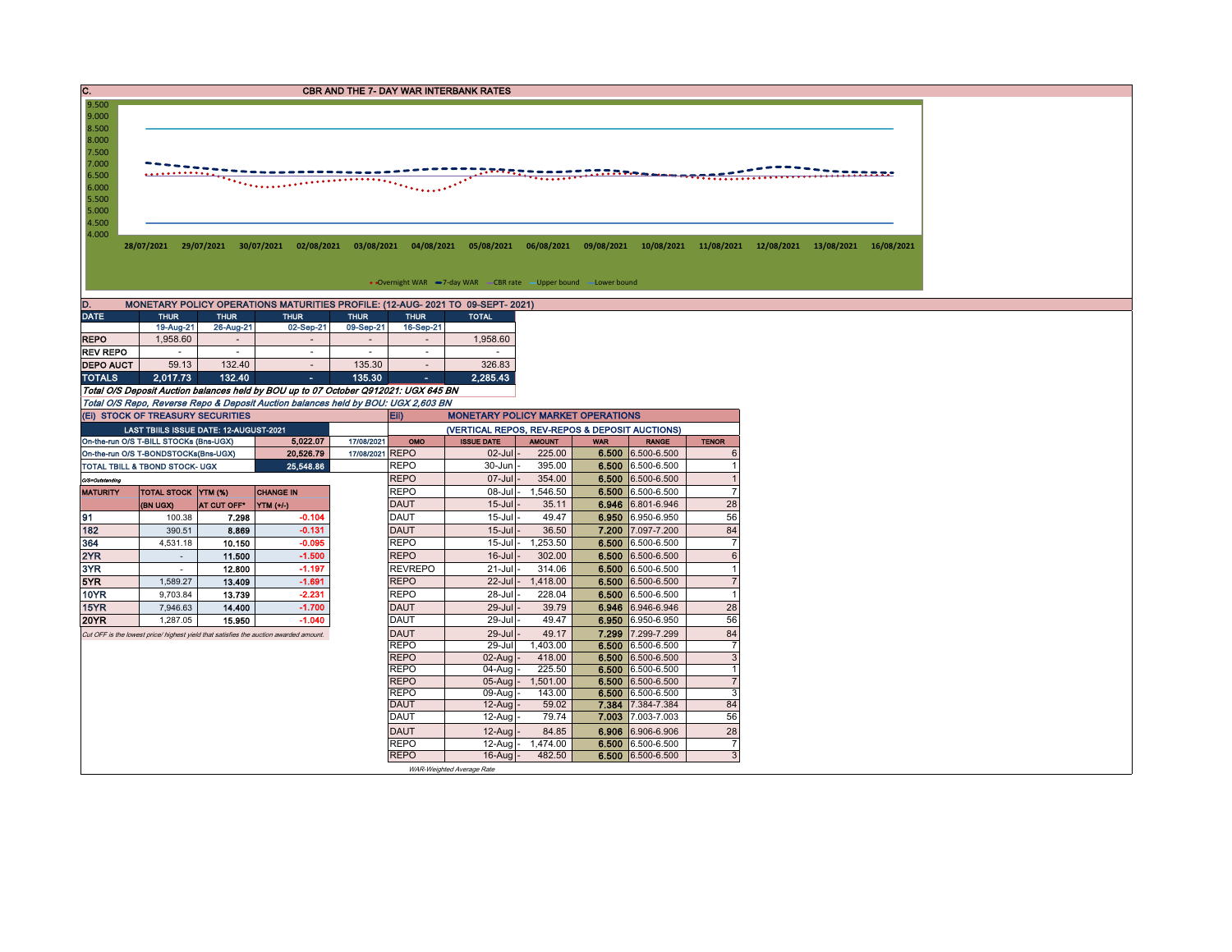## C. CBR AND THE 7- DAY WAR INTERBANK RATES

9.500
9.000
8.500
8.000
7.500
7.000
6.500
6.000
5.500
5.000
4.500
4.000

28/07/2021 29/07/2021 30/07/2021 02/08/2021 03/08/2021 04/08/2021 05/08/2021 06/08/2021 09/08/2021 10/08/2021 11/08/2021 12/08/2021 13/08/2021 16/08/2021

Overnight WAR — 7-day WAR — CBR rate — Upper bound — Lower bound

## D. MONETARY POLICY OPERATIONS MATURITIES PROFILE: (12-AUG- 2021 TO 09-SEPT- 2021)

| DATE | THUR | THUR | THUR | THUR | THUR | TOTAL |
|---|---|---|---|---|---|---|
| | 19-Aug-21 | 26-Aug-21 | 02-Sep-21 | 09-Sep-21 | 16-Sep-21 | |
| REPO | 1,958.60 | - | - | - | - | 1,958.60 |
| REV REPO | - | - | - | - | - | - |
| DEPO AUCT | 59.13 | 132.40 | - | 135.30 | - | 326.83 |
| TOTALS | 2,017.73 | 132.40 | - | 135.30 | - | 2,285.43 |

*Total O/S Deposit Auction balances held by BOU up to 07 October Q912021: UGX 645 BN*

*Total O/S Repo, Reverse Repo & Deposit Auction balances held by BOU: UGX 2,603 BN*

### (Ei) STOCK OF TREASURY SECURITIES

| LAST TBIILS ISSUE DATE: 12-AUGUST-2021 | | |
|---|---|---|
| On-the-run O/S T-BILL STOCKs (Bns-UGX) | 5,022.07 | 17/08/2021 |
| On-the-run O/S T-BONDSTOCKs(Bns-UGX) | 20,526.79 | 17/08/2021 |
| TOTAL TBILL & TBOND STOCK- UGX | 25,548.86 | |

*O/S=Outstanding*

| MATURITY | TOTAL STOCK (BN UGX) | YTM (%) AT CUT OFF* | CHANGE IN YTM (+/-) |
|---|---|---|---|
| 91 | 100.38 | 7.298 | -0.104 |
| 182 | 390.51 | 8.869 | -0.131 |
| 364 | 4,531.18 | 10.150 | -0.095 |
| 2YR | - | 11.500 | -1.500 |
| 3YR | - | 12.800 | -1.197 |
| 5YR | 1,589.27 | 13.409 | -1.691 |
| 10YR | 9,703.84 | 13.739 | -2.231 |
| 15YR | 7,946.63 | 14.400 | -1.700 |
| 20YR | 1,287.05 | 15.950 | -1.040 |

*Cut OFF is the lowest price/ highest yield that satisfies the auction awarded amount.*

### Eii) MONETARY POLICY MARKET OPERATIONS

(VERTICAL REPOS, REV-REPOS & DEPOSIT AUCTIONS)

| OMO | ISSUE DATE | AMOUNT | WAR | RANGE | TENOR |
|---|---|---|---|---|---|
| REPO | 02-Jul | 225.00 | 6.500 | 6.500-6.500 | 6 |
| REPO | 30-Jun | 395.00 | 6.500 | 6.500-6.500 | 1 |
| REPO | 07-Jul | 354.00 | 6.500 | 6.500-6.500 | 1 |
| REPO | 08-Jul | 1,546.50 | 6.500 | 6.500-6.500 | 7 |
| DAUT | 15-Jul | 35.11 | 6.946 | 6.801-6.946 | 28 |
| DAUT | 15-Jul | 49.47 | 6.950 | 6.950-6.950 | 56 |
| DAUT | 15-Jul | 36.50 | 7.200 | 7.097-7.200 | 84 |
| REPO | 15-Jul | 1,253.50 | 6.500 | 6.500-6.500 | 7 |
| REPO | 16-Jul | 302.00 | 6.500 | 6.500-6.500 | 6 |
| REVREPO | 21-Jul | 314.06 | 6.500 | 6.500-6.500 | 1 |
| REPO | 22-Jul | 1,418.00 | 6.500 | 6.500-6.500 | 7 |
| REPO | 28-Jul | 228.04 | 6.500 | 6.500-6.500 | 1 |
| DAUT | 29-Jul | 39.79 | 6.946 | 6.946-6.946 | 28 |
| DAUT | 29-Jul | 49.47 | 6.950 | 6.950-6.950 | 56 |
| DAUT | 29-Jul | 49.17 | 7.299 | 7.299-7.299 | 84 |
| REPO | 29-Jul | 1,403.00 | 6.500 | 6.500-6.500 | 7 |
| REPO | 02-Aug | 418.00 | 6.500 | 6.500-6.500 | 3 |
| REPO | 04-Aug | 225.50 | 6.500 | 6.500-6.500 | 1 |
| REPO | 05-Aug | 1,501.00 | 6.500 | 6.500-6.500 | 7 |
| REPO | 09-Aug | 143.00 | 6.500 | 6.500-6.500 | 3 |
| DAUT | 12-Aug | 59.02 | 7.384 | 7.384-7.384 | 84 |
| DAUT | 12-Aug | 79.74 | 7.003 | 7.003-7.003 | 56 |
| DAUT | 12-Aug | 84.85 | 6.906 | 6.906-6.906 | 28 |
| REPO | 12-Aug | 1,474.00 | 6.500 | 6.500-6.500 | 7 |
| REPO | 16-Aug | 482.50 | 6.500 | 6.500-6.500 | 3 |

*WAR-Weighted Average Rate*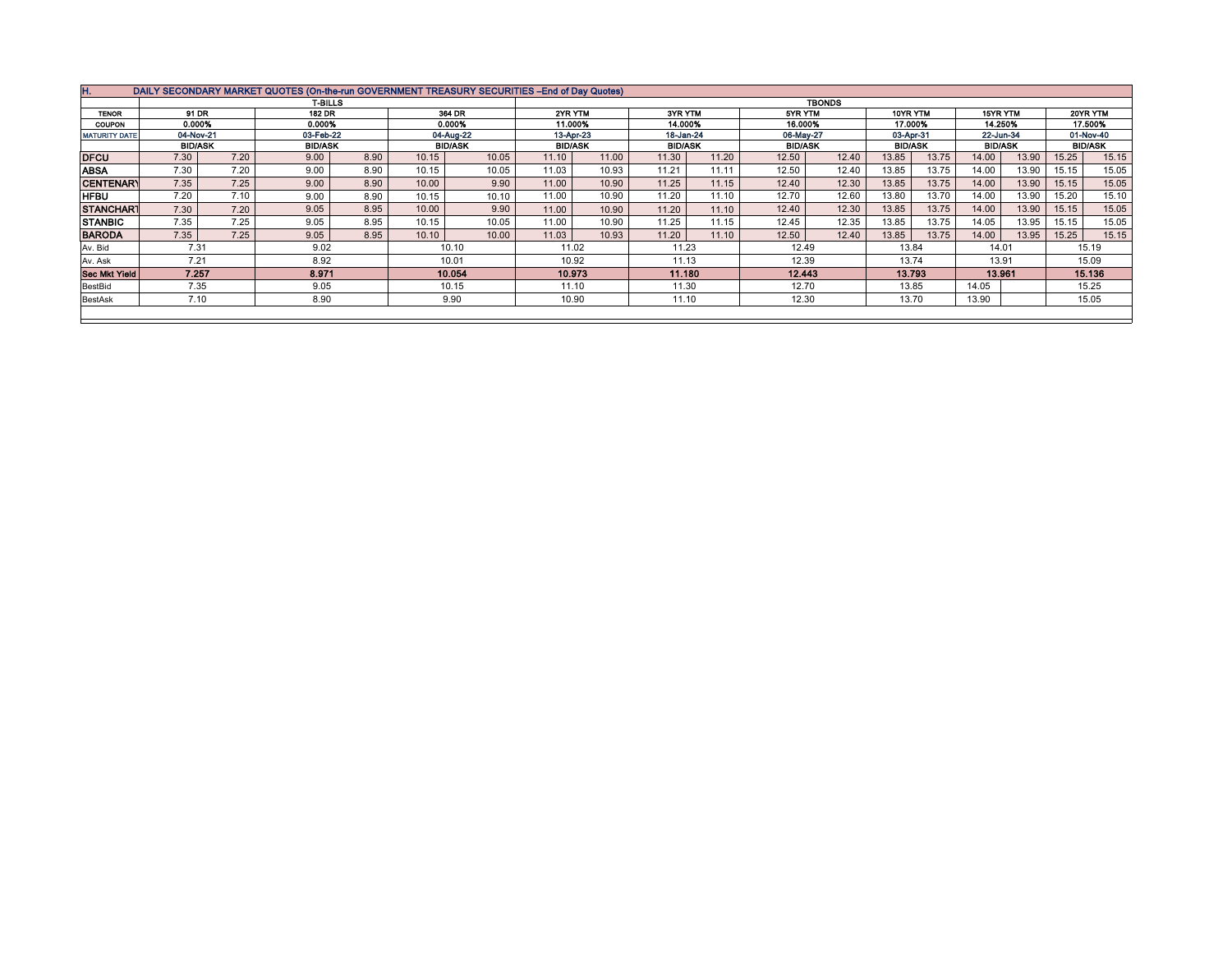| H. | DAILY SECONDARY MARKET QUOTES (On-the-run GOVERNMENT TREASURY SECURITIES –End of Day Quotes) | | | | | | | | | | | | | | | | | |
|---|---|---|---|---|---|---|---|---|---|---|---|---|---|---|---|---|---|---|
| | T-BILLS | | | | | | TBONDS | | | | | | | | | | | |
| TENOR | 91 DR | | 182 DR | | 364 DR | | 2YR YTM | | 3YR YTM | | 5YR YTM | | 10YR YTM | | 15YR YTM | | 20YR YTM | |
| COUPON | 0.000% | | 0.000% | | 0.000% | | 11.000% | | 14.000% | | 16.000% | | 17.000% | | 14.250% | | 17.500% | |
| MATURITY DATE | 04-Nov-21 | | 03-Feb-22 | | 04-Aug-22 | | 13-Apr-23 | | 18-Jan-24 | | 06-May-27 | | 03-Apr-31 | | 22-Jun-34 | | 01-Nov-40 | |
| | BID/ASK | | BID/ASK | | BID/ASK | | BID/ASK | | BID/ASK | | BID/ASK | | BID/ASK | | BID/ASK | | BID/ASK | |
| DFCU | 7.30 | 7.20 | 9.00 | 8.90 | 10.15 | 10.05 | 11.10 | 11.00 | 11.30 | 11.20 | 12.50 | 12.40 | 13.85 | 13.75 | 14.00 | 13.90 | 15.25 | 15.15 |
| ABSA | 7.30 | 7.20 | 9.00 | 8.90 | 10.15 | 10.05 | 11.03 | 10.93 | 11.21 | 11.11 | 12.50 | 12.40 | 13.85 | 13.75 | 14.00 | 13.90 | 15.15 | 15.05 |
| CENTENARY | 7.35 | 7.25 | 9.00 | 8.90 | 10.00 | 9.90 | 11.00 | 10.90 | 11.25 | 11.15 | 12.40 | 12.30 | 13.85 | 13.75 | 14.00 | 13.90 | 15.15 | 15.05 |
| HFBU | 7.20 | 7.10 | 9.00 | 8.90 | 10.15 | 10.10 | 11.00 | 10.90 | 11.20 | 11.10 | 12.70 | 12.60 | 13.80 | 13.70 | 14.00 | 13.90 | 15.20 | 15.10 |
| STANCHART | 7.30 | 7.20 | 9.05 | 8.95 | 10.00 | 9.90 | 11.00 | 10.90 | 11.20 | 11.10 | 12.40 | 12.30 | 13.85 | 13.75 | 14.00 | 13.90 | 15.15 | 15.05 |
| STANBIC | 7.35 | 7.25 | 9.05 | 8.95 | 10.15 | 10.05 | 11.00 | 10.90 | 11.25 | 11.15 | 12.45 | 12.35 | 13.85 | 13.75 | 14.05 | 13.95 | 15.15 | 15.05 |
| BARODA | 7.35 | 7.25 | 9.05 | 8.95 | 10.10 | 10.00 | 11.03 | 10.93 | 11.20 | 11.10 | 12.50 | 12.40 | 13.85 | 13.75 | 14.00 | 13.95 | 15.25 | 15.15 |
| Av. Bid | 7.31 | | 9.02 | | 10.10 | | 11.02 | | 11.23 | | 12.49 | | 13.84 | | 14.01 | | 15.19 | |
| Av. Ask | 7.21 | | 8.92 | | 10.01 | | 10.92 | | 11.13 | | 12.39 | | 13.74 | | 13.91 | | 15.09 | |
| **Sec Mkt Yield** | **7.257** | | **8.971** | | **10.054** | | **10.973** | | **11.180** | | **12.443** | | **13.793** | | **13.961** | | **15.136** | |
| BestBid | 7.35 | | 9.05 | | 10.15 | | 11.10 | | 11.30 | | 12.70 | | 13.85 | | 14.05 | | 15.25 | |
| BestAsk | 7.10 | | 8.90 | | 9.90 | | 10.90 | | 11.10 | | 12.30 | | 13.70 | | 13.90 | | 15.05 | |